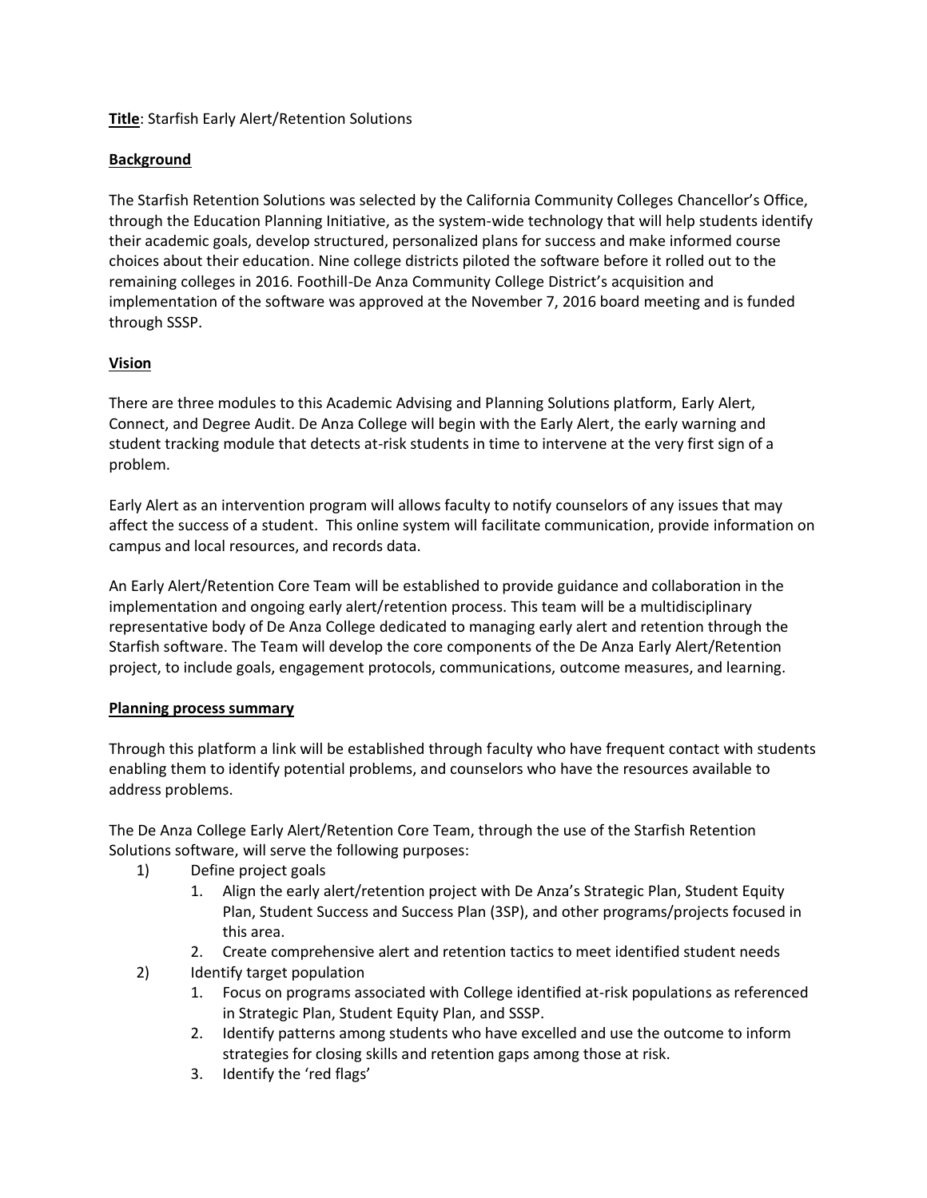**Title**: Starfish Early Alert/Retention Solutions

**Background**

The Starfish Retention Solutions was selected by the California Community Colleges Chancellor's Office, through the Education Planning Initiative, as the system-wide technology that will help students identify their academic goals, develop structured, personalized plans for success and make informed course choices about their education. Nine college districts piloted the software before it rolled out to the remaining colleges in 2016. Foothill-De Anza Community College District's acquisition and implementation of the software was approved at the November 7, 2016 board meeting and is funded through SSSP.

**Vision**

There are three modules to this Academic Advising and Planning Solutions platform, Early Alert, Connect, and Degree Audit. De Anza College will begin with the Early Alert, the early warning and student tracking module that detects at-risk students in time to intervene at the very first sign of a problem.

Early Alert as an intervention program will allows faculty to notify counselors of any issues that may affect the success of a student. This online system will facilitate communication, provide information on campus and local resources, and records data.

An Early Alert/Retention Core Team will be established to provide guidance and collaboration in the implementation and ongoing early alert/retention process. This team will be a multidisciplinary representative body of De Anza College dedicated to managing early alert and retention through the Starfish software. The Team will develop the core components of the De Anza Early Alert/Retention project, to include goals, engagement protocols, communications, outcome measures, and learning.

**Planning process summary**

Through this platform a link will be established through faculty who have frequent contact with students enabling them to identify potential problems, and counselors who have the resources available to address problems.

The De Anza College Early Alert/Retention Core Team, through the use of the Starfish Retention Solutions software, will serve the following purposes:

1) Define project goals
   1. Align the early alert/retention project with De Anza's Strategic Plan, Student Equity Plan, Student Success and Success Plan (3SP), and other programs/projects focused in this area.
   2. Create comprehensive alert and retention tactics to meet identified student needs
2) Identify target population
   1. Focus on programs associated with College identified at-risk populations as referenced in Strategic Plan, Student Equity Plan, and SSSP.
   2. Identify patterns among students who have excelled and use the outcome to inform strategies for closing skills and retention gaps among those at risk.
   3. Identify the 'red flags'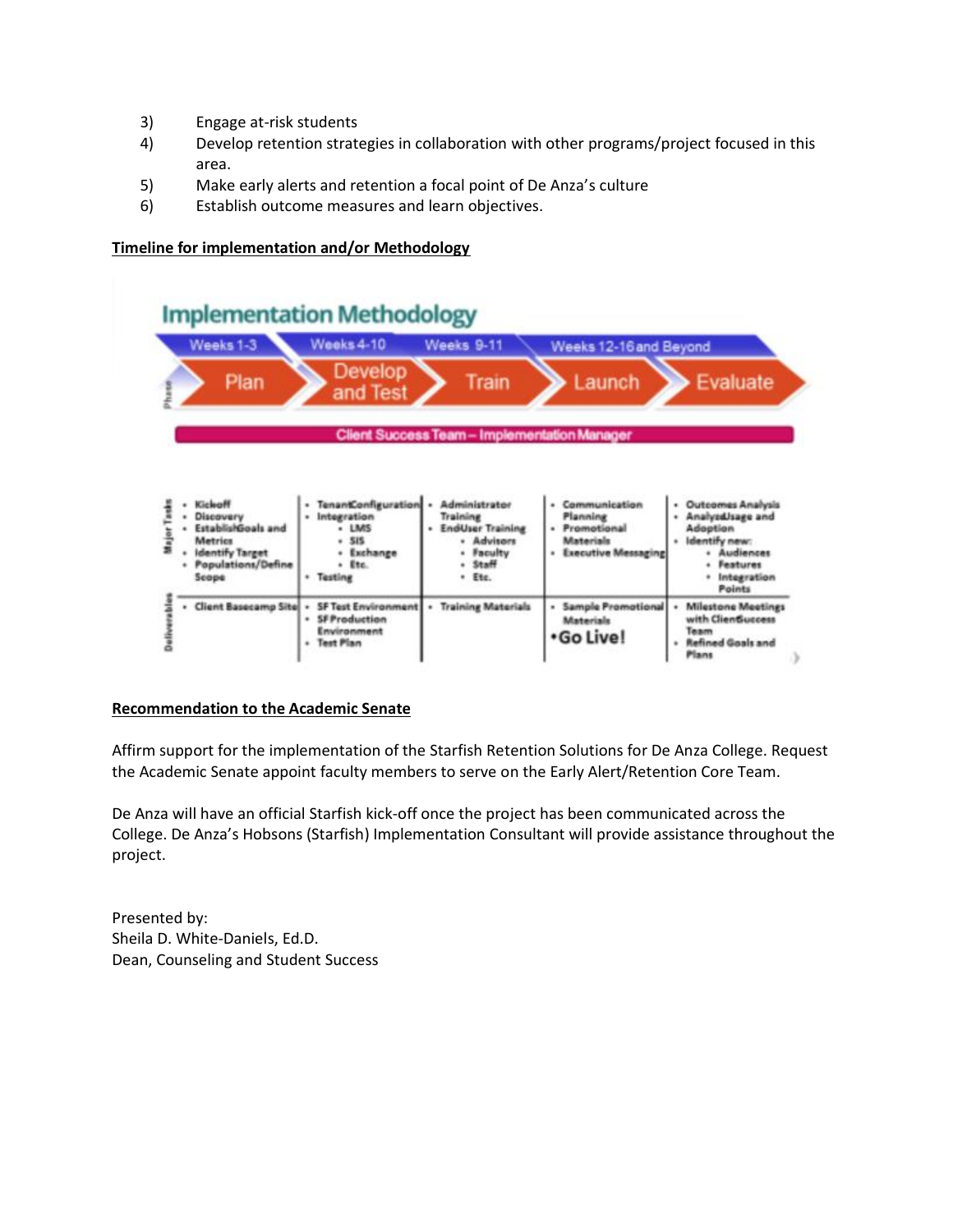3) Engage at-risk students
4) Develop retention strategies in collaboration with other programs/project focused in this area.
5) Make early alerts and retention a focal point of De Anza's culture
6) Establish outcome measures and learn objectives.

**Timeline for implementation and/or Methodology**

## Implementation Methodology

| | Weeks 1-3 | Weeks 4-10 | Weeks 9-11 | Weeks 12-16 and Beyond | |
|---|---|---|---|---|---|
| Phase | Plan | Develop and Test | Train | Launch | Evaluate |

Client Success Team – Implementation Manager

| | | | | | |
|---|---|---|---|---|---|
| Major Tasks | • Kickoff<br>• Discovery<br>• Establish Goals and Metrics<br>• Identify Target Populations/Define Scope | • Tenant Configuration<br>• Integration<br>  • LMS<br>  • SIS<br>  • Exchange<br>  • Etc.<br>• Testing | • Administrator Training<br>• End User Training<br>  • Advisors<br>  • Faculty<br>  • Staff<br>  • Etc. | • Communication Planning<br>• Promotional Materials<br>• Executive Messaging | • Outcomes Analysis<br>• Analyze Usage and Adoption<br>• Identify new:<br>  • Audiences<br>  • Features<br>  • Integration Points |
| Deliverables | • Client Basecamp Site | • SF Test Environment<br>• SF Production Environment<br>• Test Plan | • Training Materials | • Sample Promotional Materials<br>• Go Live! | • Milestone Meetings with Client Success Team<br>• Refined Goals and Plans |

**Recommendation to the Academic Senate**

Affirm support for the implementation of the Starfish Retention Solutions for De Anza College. Request the Academic Senate appoint faculty members to serve on the Early Alert/Retention Core Team.

De Anza will have an official Starfish kick-off once the project has been communicated across the College. De Anza's Hobsons (Starfish) Implementation Consultant will provide assistance throughout the project.

Presented by:
Sheila D. White-Daniels, Ed.D.
Dean, Counseling and Student Success